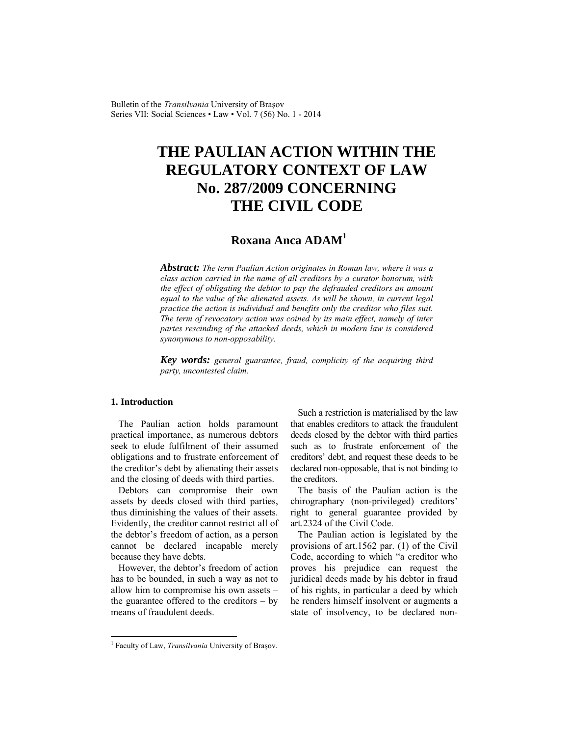# THE PAULIAN ACTION WITHIN THE REGULATORY CONTEXT OF LAW No. 287/2009 CONCERNING THE CIVIL CODE

**Roxana Anca ADAM**[1]

***Abstract:*** *The term Paulian Action originates in Roman law, where it was a class action carried in the name of all creditors by a curator bonorum, with the effect of obligating the debtor to pay the defrauded creditors an amount equal to the value of the alienated assets. As will be shown, in current legal practice the action is individual and benefits only the creditor who files suit. The term of revocatory action was coined by its main effect, namely of inter partes rescinding of the attacked deeds, which in modern law is considered synonymous to non-opposability.*

***Key words:*** *general guarantee, fraud, complicity of the acquiring third party, uncontested claim.*

## 1. Introduction

The Paulian action holds paramount practical importance, as numerous debtors seek to elude fulfilment of their assumed obligations and to frustrate enforcement of the creditor's debt by alienating their assets and the closing of deeds with third parties.

Debtors can compromise their own assets by deeds closed with third parties, thus diminishing the values of their assets. Evidently, the creditor cannot restrict all of the debtor's freedom of action, as a person cannot be declared incapable merely because they have debts.

However, the debtor's freedom of action has to be bounded, in such a way as not to allow him to compromise his own assets – the guarantee offered to the creditors – by means of fraudulent deeds.

Such a restriction is materialised by the law that enables creditors to attack the fraudulent deeds closed by the debtor with third parties such as to frustrate enforcement of the creditors' debt, and request these deeds to be declared non-opposable, that is not binding to the creditors.

The basis of the Paulian action is the chirographary (non-privileged) creditors' right to general guarantee provided by art.2324 of the Civil Code.

The Paulian action is legislated by the provisions of art.1562 par. (1) of the Civil Code, according to which "a creditor who proves his prejudice can request the juridical deeds made by his debtor in fraud of his rights, in particular a deed by which he renders himself insolvent or augments a state of insolvency, to be declared non-

---

[1] Faculty of Law, *Transilvania* University of Braşov.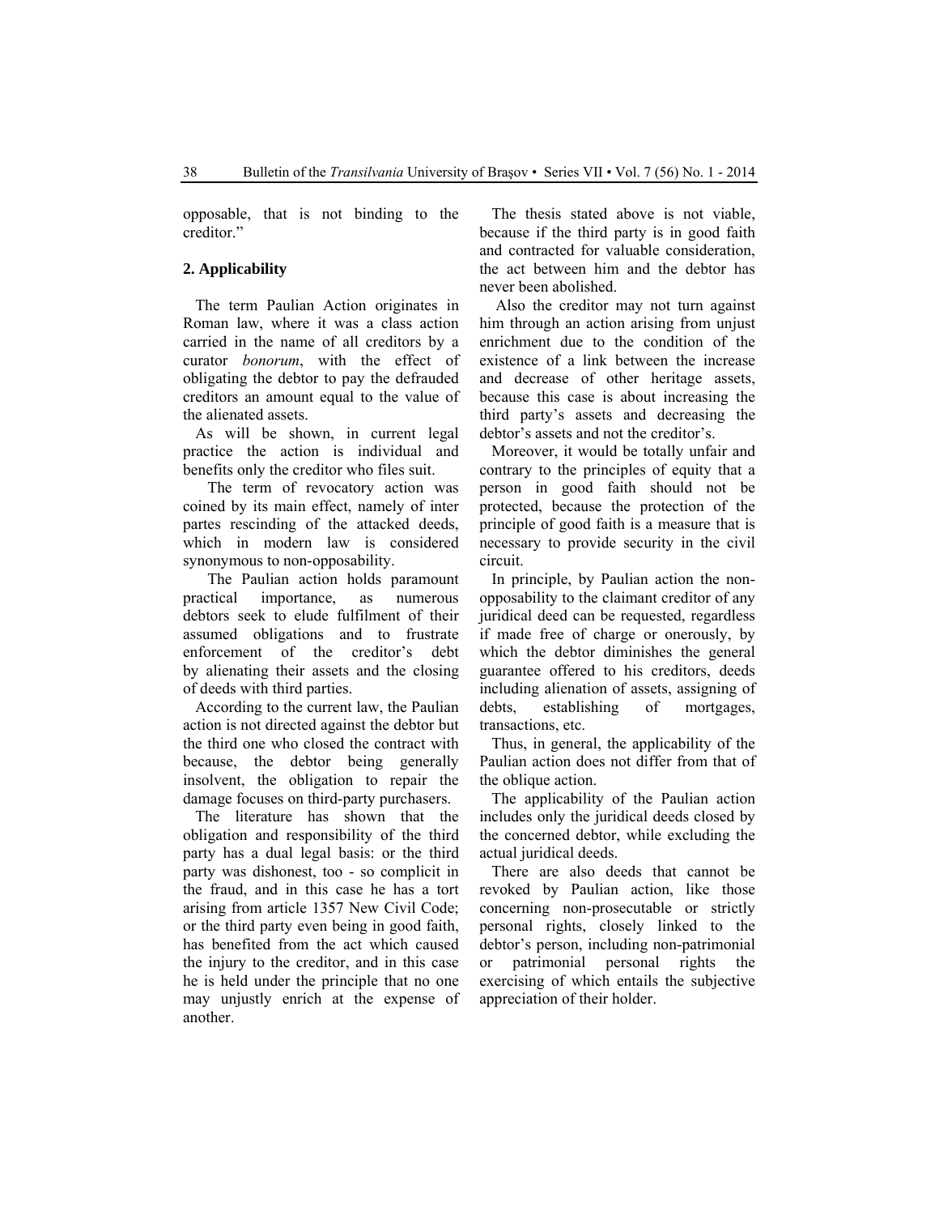opposable, that is not binding to the creditor."

## 2. Applicability

The term Paulian Action originates in Roman law, where it was a class action carried in the name of all creditors by a curator *bonorum*, with the effect of obligating the debtor to pay the defrauded creditors an amount equal to the value of the alienated assets.

As will be shown, in current legal practice the action is individual and benefits only the creditor who files suit.

The term of revocatory action was coined by its main effect, namely of inter partes rescinding of the attacked deeds, which in modern law is considered synonymous to non-opposability.

The Paulian action holds paramount practical importance, as numerous debtors seek to elude fulfilment of their assumed obligations and to frustrate enforcement of the creditor's debt by alienating their assets and the closing of deeds with third parties.

According to the current law, the Paulian action is not directed against the debtor but the third one who closed the contract with because, the debtor being generally insolvent, the obligation to repair the damage focuses on third-party purchasers.

The literature has shown that the obligation and responsibility of the third party has a dual legal basis: or the third party was dishonest, too - so complicit in the fraud, and in this case he has a tort arising from article 1357 New Civil Code; or the third party even being in good faith, has benefited from the act which caused the injury to the creditor, and in this case he is held under the principle that no one may unjustly enrich at the expense of another.

The thesis stated above is not viable, because if the third party is in good faith and contracted for valuable consideration, the act between him and the debtor has never been abolished.

Also the creditor may not turn against him through an action arising from unjust enrichment due to the condition of the existence of a link between the increase and decrease of other heritage assets, because this case is about increasing the third party's assets and decreasing the debtor's assets and not the creditor's.

Moreover, it would be totally unfair and contrary to the principles of equity that a person in good faith should not be protected, because the protection of the principle of good faith is a measure that is necessary to provide security in the civil circuit.

In principle, by Paulian action the non-opposability to the claimant creditor of any juridical deed can be requested, regardless if made free of charge or onerously, by which the debtor diminishes the general guarantee offered to his creditors, deeds including alienation of assets, assigning of debts, establishing of mortgages, transactions, etc.

Thus, in general, the applicability of the Paulian action does not differ from that of the oblique action.

The applicability of the Paulian action includes only the juridical deeds closed by the concerned debtor, while excluding the actual juridical deeds.

There are also deeds that cannot be revoked by Paulian action, like those concerning non-prosecutable or strictly personal rights, closely linked to the debtor's person, including non-patrimonial or patrimonial personal rights the exercising of which entails the subjective appreciation of their holder.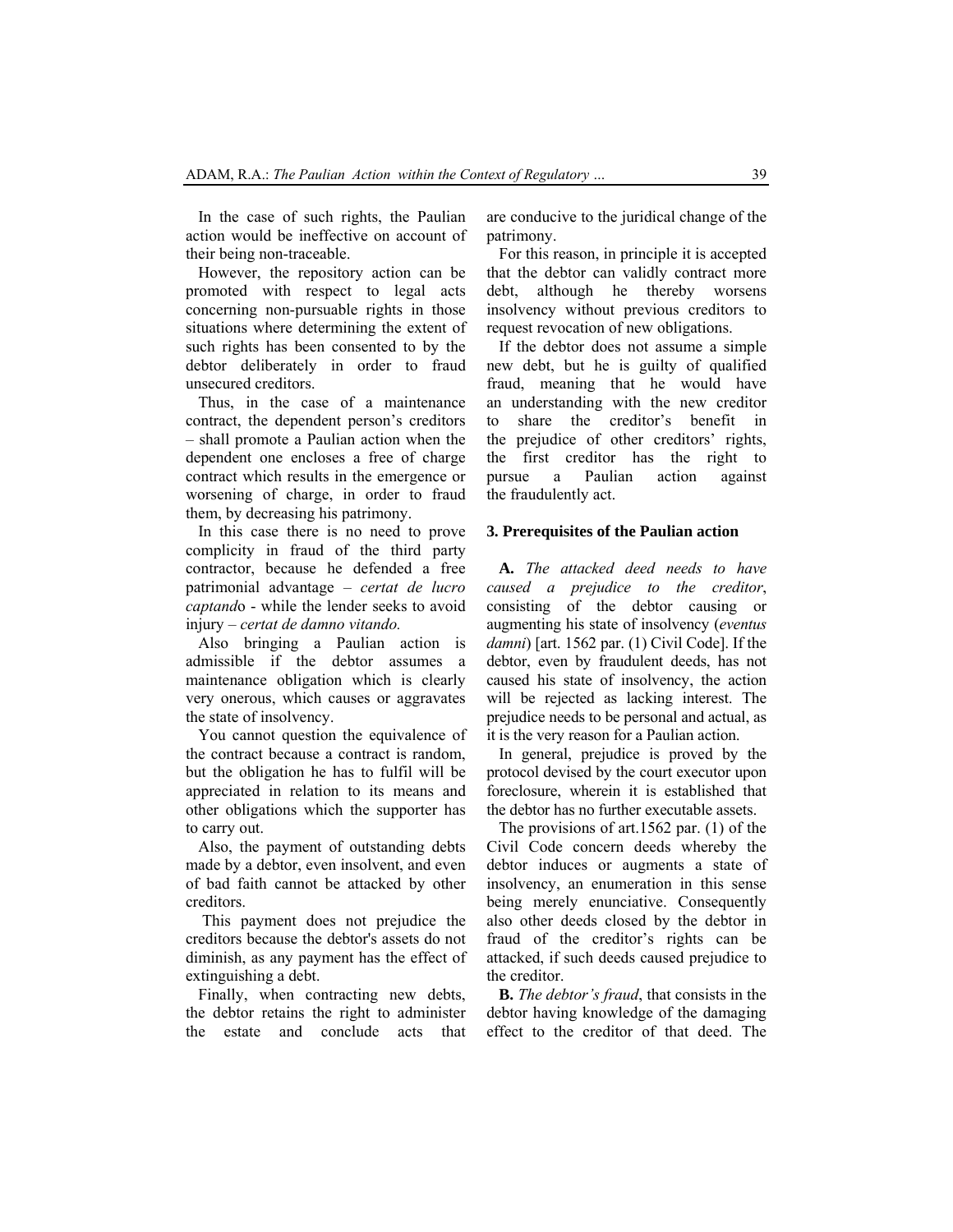In the case of such rights, the Paulian action would be ineffective on account of their being non-traceable.

However, the repository action can be promoted with respect to legal acts concerning non-pursuable rights in those situations where determining the extent of such rights has been consented to by the debtor deliberately in order to fraud unsecured creditors.

Thus, in the case of a maintenance contract, the dependent person's creditors – shall promote a Paulian action when the dependent one encloses a free of charge contract which results in the emergence or worsening of charge, in order to fraud them, by decreasing his patrimony.

In this case there is no need to prove complicity in fraud of the third party contractor, because he defended a free patrimonial advantage – *certat de lucro captando* - while the lender seeks to avoid injury – *certat de damno vitando.*

Also bringing a Paulian action is admissible if the debtor assumes a maintenance obligation which is clearly very onerous, which causes or aggravates the state of insolvency.

You cannot question the equivalence of the contract because a contract is random, but the obligation he has to fulfil will be appreciated in relation to its means and other obligations which the supporter has to carry out.

Also, the payment of outstanding debts made by a debtor, even insolvent, and even of bad faith cannot be attacked by other creditors.

This payment does not prejudice the creditors because the debtor's assets do not diminish, as any payment has the effect of extinguishing a debt.

Finally, when contracting new debts, the debtor retains the right to administer the estate and conclude acts that are conducive to the juridical change of the patrimony.

For this reason, in principle it is accepted that the debtor can validly contract more debt, although he thereby worsens insolvency without previous creditors to request revocation of new obligations.

If the debtor does not assume a simple new debt, but he is guilty of qualified fraud, meaning that he would have an understanding with the new creditor to share the creditor's benefit in the prejudice of other creditors' rights, the first creditor has the right to pursue a Paulian action against the fraudulently act.

### 3. Prerequisites of the Paulian action

**A.** *The attacked deed needs to have caused a prejudice to the creditor*, consisting of the debtor causing or augmenting his state of insolvency (*eventus damni*) [art. 1562 par. (1) Civil Code]. If the debtor, even by fraudulent deeds, has not caused his state of insolvency, the action will be rejected as lacking interest. The prejudice needs to be personal and actual, as it is the very reason for a Paulian action.

In general, prejudice is proved by the protocol devised by the court executor upon foreclosure, wherein it is established that the debtor has no further executable assets.

The provisions of art.1562 par. (1) of the Civil Code concern deeds whereby the debtor induces or augments a state of insolvency, an enumeration in this sense being merely enunciative. Consequently also other deeds closed by the debtor in fraud of the creditor's rights can be attacked, if such deeds caused prejudice to the creditor.

**B.** *The debtor's fraud*, that consists in the debtor having knowledge of the damaging effect to the creditor of that deed. The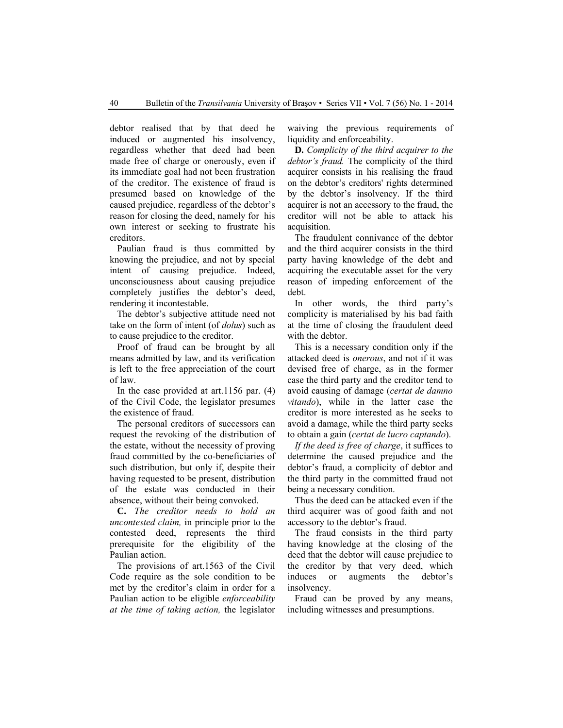debtor realised that by that deed he induced or augmented his insolvency, regardless whether that deed had been made free of charge or onerously, even if its immediate goal had not been frustration of the creditor. The existence of fraud is presumed based on knowledge of the caused prejudice, regardless of the debtor's reason for closing the deed, namely for his own interest or seeking to frustrate his creditors.

Paulian fraud is thus committed by knowing the prejudice, and not by special intent of causing prejudice. Indeed, unconsciousness about causing prejudice completely justifies the debtor's deed, rendering it incontestable.

The debtor's subjective attitude need not take on the form of intent (of *dolus*) such as to cause prejudice to the creditor.

Proof of fraud can be brought by all means admitted by law, and its verification is left to the free appreciation of the court of law.

In the case provided at art.1156 par. (4) of the Civil Code, the legislator presumes the existence of fraud.

The personal creditors of successors can request the revoking of the distribution of the estate, without the necessity of proving fraud committed by the co-beneficiaries of such distribution, but only if, despite their having requested to be present, distribution of the estate was conducted in their absence, without their being convoked.

**C.** *The creditor needs to hold an uncontested claim,* in principle prior to the contested deed, represents the third prerequisite for the eligibility of the Paulian action.

The provisions of art.1563 of the Civil Code require as the sole condition to be met by the creditor's claim in order for a Paulian action to be eligible *enforceability at the time of taking action,* the legislator waiving the previous requirements of liquidity and enforceability.

**D.** *Complicity of the third acquirer to the debtor's fraud.* The complicity of the third acquirer consists in his realising the fraud on the debtor's creditors' rights determined by the debtor's insolvency. If the third acquirer is not an accessory to the fraud, the creditor will not be able to attack his acquisition.

The fraudulent connivance of the debtor and the third acquirer consists in the third party having knowledge of the debt and acquiring the executable asset for the very reason of impeding enforcement of the debt.

In other words, the third party's complicity is materialised by his bad faith at the time of closing the fraudulent deed with the debtor.

This is a necessary condition only if the attacked deed is *onerous*, and not if it was devised free of charge, as in the former case the third party and the creditor tend to avoid causing of damage (*certat de damno vitando*), while in the latter case the creditor is more interested as he seeks to avoid a damage, while the third party seeks to obtain a gain (*certat de lucro captando*).

*If the deed is free of charge*, it suffices to determine the caused prejudice and the debtor's fraud, a complicity of debtor and the third party in the committed fraud not being a necessary condition.

Thus the deed can be attacked even if the third acquirer was of good faith and not accessory to the debtor's fraud.

The fraud consists in the third party having knowledge at the closing of the deed that the debtor will cause prejudice to the creditor by that very deed, which induces or augments the debtor's insolvency.

Fraud can be proved by any means, including witnesses and presumptions.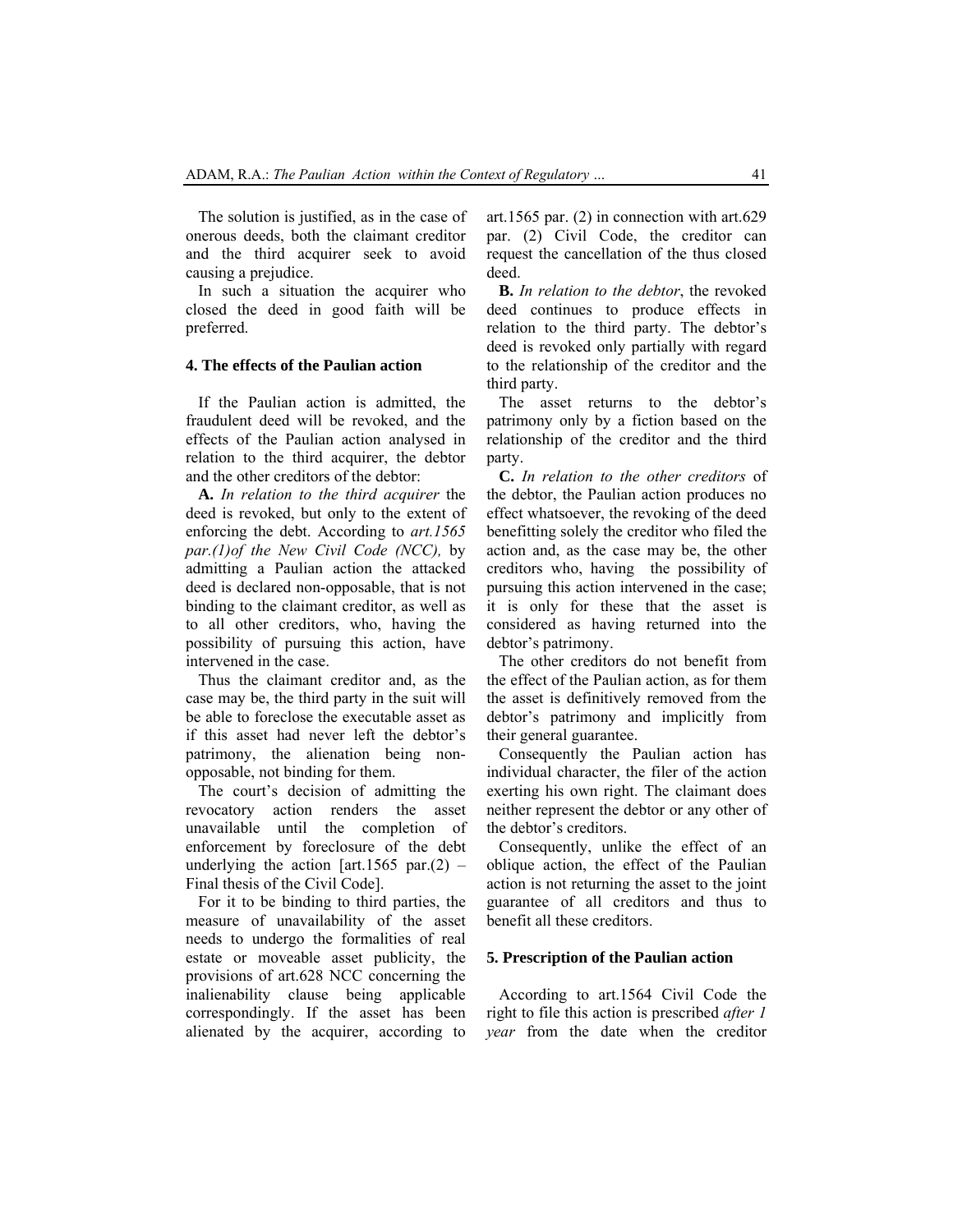The solution is justified, as in the case of onerous deeds, both the claimant creditor and the third acquirer seek to avoid causing a prejudice.

In such a situation the acquirer who closed the deed in good faith will be preferred.

### 4. The effects of the Paulian action

If the Paulian action is admitted, the fraudulent deed will be revoked, and the effects of the Paulian action analysed in relation to the third acquirer, the debtor and the other creditors of the debtor:

**A.** *In relation to the third acquirer* the deed is revoked, but only to the extent of enforcing the debt. According to *art.1565 par.(1)of the New Civil Code (NCC),* by admitting a Paulian action the attacked deed is declared non-opposable, that is not binding to the claimant creditor, as well as to all other creditors, who, having the possibility of pursuing this action, have intervened in the case.

Thus the claimant creditor and, as the case may be, the third party in the suit will be able to foreclose the executable asset as if this asset had never left the debtor's patrimony, the alienation being non-opposable, not binding for them.

The court's decision of admitting the revocatory action renders the asset unavailable until the completion of enforcement by foreclosure of the debt underlying the action [art.1565 par.(2) – Final thesis of the Civil Code].

For it to be binding to third parties, the measure of unavailability of the asset needs to undergo the formalities of real estate or moveable asset publicity, the provisions of art.628 NCC concerning the inalienability clause being applicable correspondingly. If the asset has been alienated by the acquirer, according to art.1565 par. (2) in connection with art.629 par. (2) Civil Code, the creditor can request the cancellation of the thus closed deed.

**B.** *In relation to the debtor*, the revoked deed continues to produce effects in relation to the third party. The debtor's deed is revoked only partially with regard to the relationship of the creditor and the third party.

The asset returns to the debtor's patrimony only by a fiction based on the relationship of the creditor and the third party.

**C.** *In relation to the other creditors* of the debtor, the Paulian action produces no effect whatsoever, the revoking of the deed benefitting solely the creditor who filed the action and, as the case may be, the other creditors who, having the possibility of pursuing this action intervened in the case; it is only for these that the asset is considered as having returned into the debtor's patrimony.

The other creditors do not benefit from the effect of the Paulian action, as for them the asset is definitively removed from the debtor's patrimony and implicitly from their general guarantee.

Consequently the Paulian action has individual character, the filer of the action exerting his own right. The claimant does neither represent the debtor or any other of the debtor's creditors.

Consequently, unlike the effect of an oblique action, the effect of the Paulian action is not returning the asset to the joint guarantee of all creditors and thus to benefit all these creditors.

### 5. Prescription of the Paulian action

According to art.1564 Civil Code the right to file this action is prescribed *after 1 year* from the date when the creditor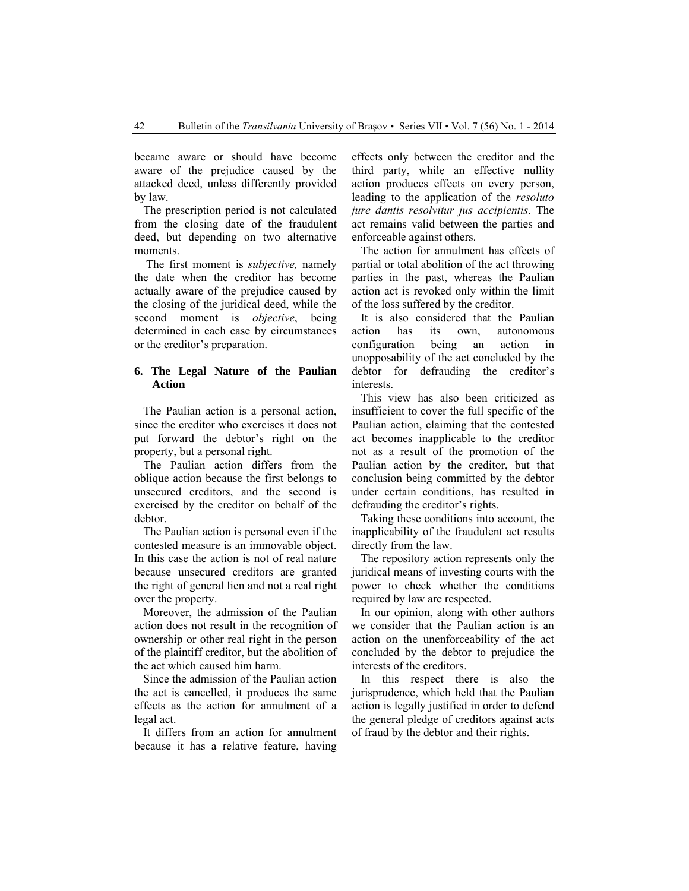became aware or should have become aware of the prejudice caused by the attacked deed, unless differently provided by law.

The prescription period is not calculated from the closing date of the fraudulent deed, but depending on two alternative moments.

The first moment is *subjective,* namely the date when the creditor has become actually aware of the prejudice caused by the closing of the juridical deed, while the second moment is *objective*, being determined in each case by circumstances or the creditor's preparation.

## 6. The Legal Nature of the Paulian Action

The Paulian action is a personal action, since the creditor who exercises it does not put forward the debtor's right on the property, but a personal right.

The Paulian action differs from the oblique action because the first belongs to unsecured creditors, and the second is exercised by the creditor on behalf of the debtor.

The Paulian action is personal even if the contested measure is an immovable object. In this case the action is not of real nature because unsecured creditors are granted the right of general lien and not a real right over the property.

Moreover, the admission of the Paulian action does not result in the recognition of ownership or other real right in the person of the plaintiff creditor, but the abolition of the act which caused him harm.

Since the admission of the Paulian action the act is cancelled, it produces the same effects as the action for annulment of a legal act.

It differs from an action for annulment because it has a relative feature, having effects only between the creditor and the third party, while an effective nullity action produces effects on every person, leading to the application of the *resoluto jure dantis resolvitur jus accipientis*. The act remains valid between the parties and enforceable against others.

The action for annulment has effects of partial or total abolition of the act throwing parties in the past, whereas the Paulian action act is revoked only within the limit of the loss suffered by the creditor.

It is also considered that the Paulian action has its own, autonomous configuration being an action in unopposability of the act concluded by the debtor for defrauding the creditor's interests.

This view has also been criticized as insufficient to cover the full specific of the Paulian action, claiming that the contested act becomes inapplicable to the creditor not as a result of the promotion of the Paulian action by the creditor, but that conclusion being committed by the debtor under certain conditions, has resulted in defrauding the creditor's rights.

Taking these conditions into account, the inapplicability of the fraudulent act results directly from the law.

The repository action represents only the juridical means of investing courts with the power to check whether the conditions required by law are respected.

In our opinion, along with other authors we consider that the Paulian action is an action on the unenforceability of the act concluded by the debtor to prejudice the interests of the creditors.

In this respect there is also the jurisprudence, which held that the Paulian action is legally justified in order to defend the general pledge of creditors against acts of fraud by the debtor and their rights.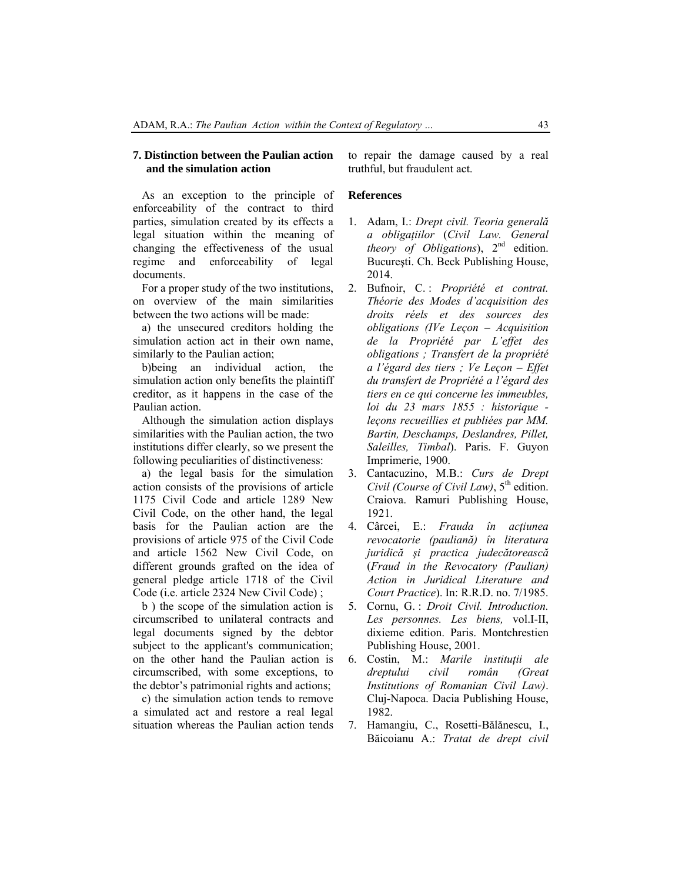## 7. Distinction between the Paulian action and the simulation action

As an exception to the principle of enforceability of the contract to third parties, simulation created by its effects a legal situation within the meaning of changing the effectiveness of the usual regime and enforceability of legal documents.

For a proper study of the two institutions, on overview of the main similarities between the two actions will be made:

a) the unsecured creditors holding the simulation action act in their own name, similarly to the Paulian action;

b)being an individual action, the simulation action only benefits the plaintiff creditor, as it happens in the case of the Paulian action.

Although the simulation action displays similarities with the Paulian action, the two institutions differ clearly, so we present the following peculiarities of distinctiveness:

a) the legal basis for the simulation action consists of the provisions of article 1175 Civil Code and article 1289 New Civil Code, on the other hand, the legal basis for the Paulian action are the provisions of article 975 of the Civil Code and article 1562 New Civil Code, on different grounds grafted on the idea of general pledge article 1718 of the Civil Code (i.e. article 2324 New Civil Code) ;

b ) the scope of the simulation action is circumscribed to unilateral contracts and legal documents signed by the debtor subject to the applicant's communication; on the other hand the Paulian action is circumscribed, with some exceptions, to the debtor's patrimonial rights and actions;

c) the simulation action tends to remove a simulated act and restore a real legal situation whereas the Paulian action tends to repair the damage caused by a real truthful, but fraudulent act.

## References

1. Adam, I.: *Drept civil. Teoria generală a obligațiilor* (*Civil Law. General theory of Obligations*), 2nd edition. Bucureşti. Ch. Beck Publishing House, 2014.
2. Bufnoir, C. : *Propriété et contrat. Théorie des Modes d'acquisition des droits réels et des sources des obligations (IVe Leçon – Acquisition de la Propriété par L'effet des obligations ; Transfert de la propriété a l'égard des tiers ; Ve Leçon – Effet du transfert de Propriété a l'égard des tiers en ce qui concerne les immeubles, loi du 23 mars 1855 : historique - leçons recueillies et publiées par MM. Bartin, Deschamps, Deslandres, Pillet, Saleilles, Timbal*). Paris. F. Guyon Imprimerie, 1900.
3. Cantacuzino, M.B.: *Curs de Drept Civil (Course of Civil Law)*, 5th edition. Craiova. Ramuri Publishing House, 1921.
4. Cârcei, E.: *Frauda în acțiunea revocatorie (pauliană) în literatura juridică şi practica judecătorească* (*Fraud in the Revocatory (Paulian) Action in Juridical Literature and Court Practice*). In: R.R.D. no. 7/1985.
5. Cornu, G. : *Droit Civil. Introduction. Les personnes. Les biens,* vol.I-II, dixieme edition. Paris. Montchrestien Publishing House, 2001.
6. Costin, M.: *Marile instituții ale dreptului civil român (Great Institutions of Romanian Civil Law)*. Cluj-Napoca. Dacia Publishing House, 1982.
7. Hamangiu, C., Rosetti-Bălănescu, I., Băicoianu A.: *Tratat de drept civil*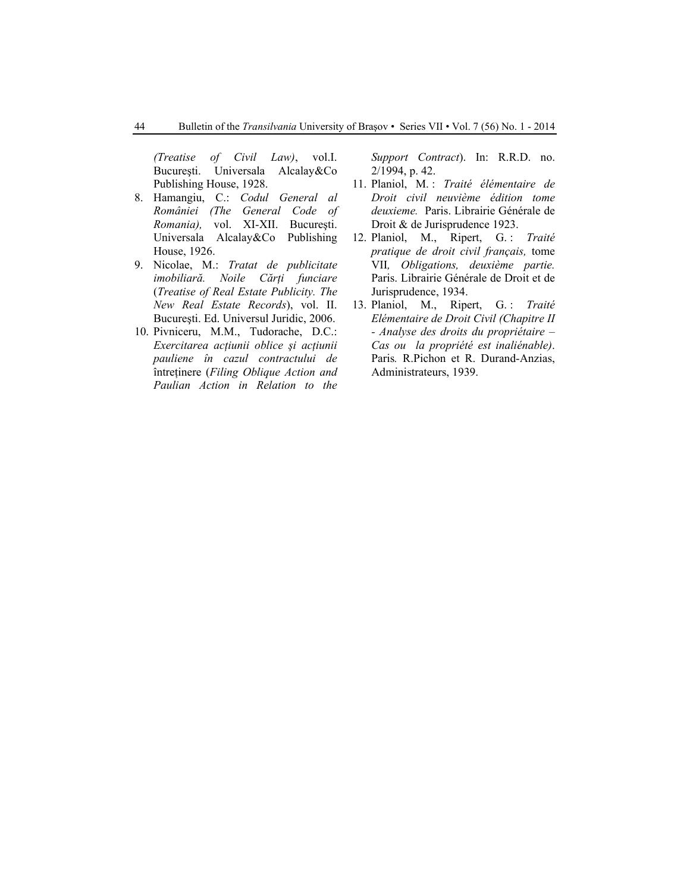*(Treatise of Civil Law)*, vol.I. București. Universala Alcalay&Co Publishing House, 1928.

8. Hamangiu, C.: *Codul General al României (The General Code of Romania),* vol. XI-XII. București. Universala Alcalay&Co Publishing House, 1926.
9. Nicolae, M.: *Tratat de publicitate imobiliară. Noile Cărți funciare* (*Treatise of Real Estate Publicity. The New Real Estate Records*), vol. II. București. Ed. Universul Juridic, 2006.
10. Pivniceru, M.M., Tudorache, D.C.: *Exercitarea acțiunii oblice și acțiunii pauliene în cazul contractului de* întreținere (*Filing Oblique Action and Paulian Action in Relation to the Support Contract*). In: R.R.D. no. 2/1994, p. 42.
11. Planiol, M. : *Traité élémentaire de Droit civil neuvième édition tome deuxieme.* Paris. Librairie Générale de Droit & de Jurisprudence 1923.
12. Planiol, M., Ripert, G. : *Traité pratique de droit civil français,* tome VII*, Obligations, deuxième partie.* Paris. Librairie Générale de Droit et de Jurisprudence, 1934.
13. Planiol, M., Ripert, G. : *Traité Elémentaire de Droit Civil (Chapitre II - Analyse des droits du propriétaire – Cas ou la propriété est inaliénable)*. Paris*.* R.Pichon et R. Durand-Anzias, Administrateurs, 1939.